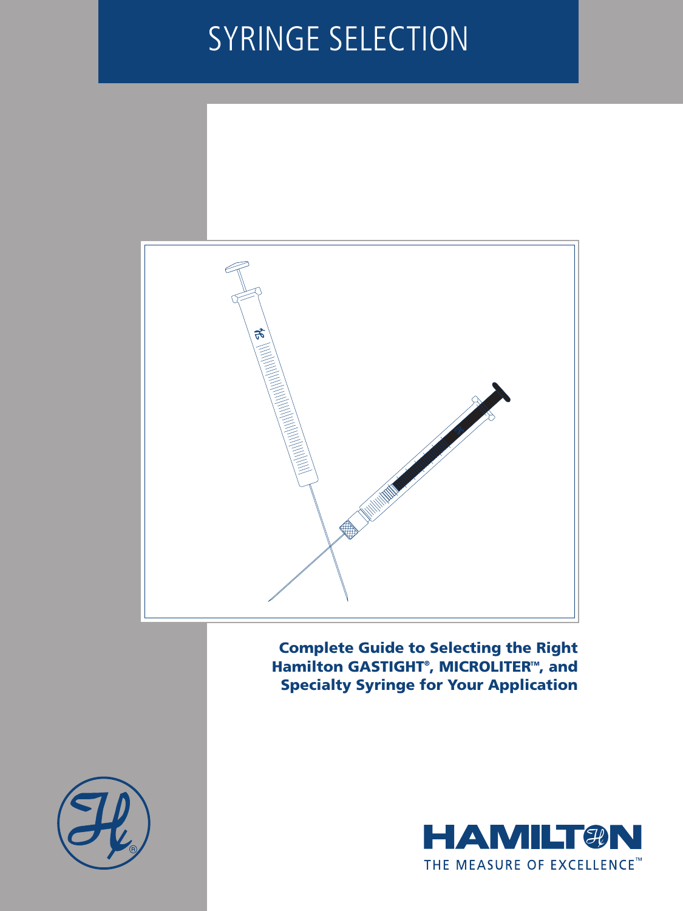# SYRINGE SELECTION

**Complete Guide to Selecting the Right Hamilton GASTIGHT®, MICROLITER™, and Specialty Syringe for Your Application**

HAMILTON

THE MEASURE OF EXCELLENCE™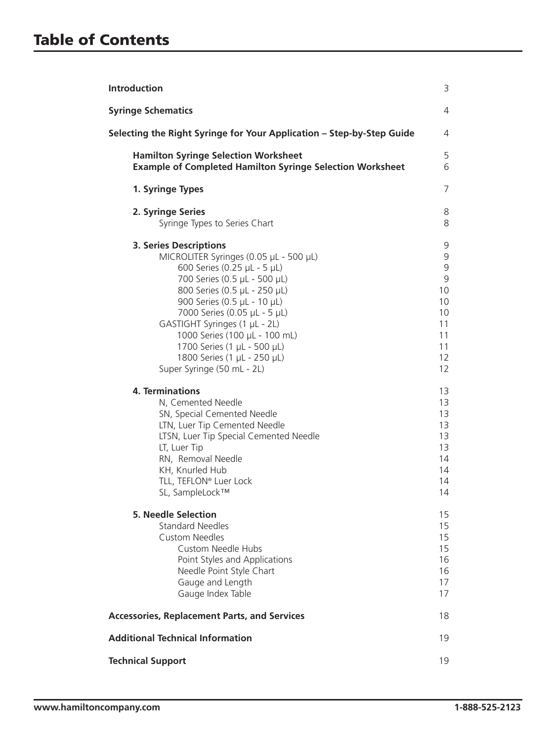# Table of Contents

| | |
|---|---|
| **Introduction** | 3 |
| **Syringe Schematics** | 4 |
| **Selecting the Right Syringe for Your Application – Step-by-Step Guide** | 4 |
| **Hamilton Syringe Selection Worksheet** | 5 |
| **Example of Completed Hamilton Syringe Selection Worksheet** | 6 |
| **1. Syringe Types** | 7 |
| **2. Syringe Series** | 8 |
| Syringe Types to Series Chart | 8 |
| **3. Series Descriptions** | 9 |
| MICROLITER Syringes (0.05 µL - 500 µL) | 9 |
| 600 Series (0.25 µL - 5 µL) | 9 |
| 700 Series (0.5 µL - 500 µL) | 9 |
| 800 Series (0.5 µL - 250 µL) | 10 |
| 900 Series (0.5 µL - 10 µL) | 10 |
| 7000 Series (0.05 µL - 5 µL) | 10 |
| GASTIGHT Syringes (1 µL - 2L) | 11 |
| 1000 Series (100 µL - 100 mL) | 11 |
| 1700 Series (1 µL - 500 µL) | 11 |
| 1800 Series (1 µL - 250 µL) | 12 |
| Super Syringe (50 mL - 2L) | 12 |
| **4. Terminations** | 13 |
| N, Cemented Needle | 13 |
| SN, Special Cemented Needle | 13 |
| LTN, Luer Tip Cemented Needle | 13 |
| LTSN, Luer Tip Special Cemented Needle | 13 |
| LT, Luer Tip | 13 |
| RN, Removal Needle | 14 |
| KH, Knurled Hub | 14 |
| TLL, TEFLON® Luer Lock | 14 |
| SL, SampleLock™ | 14 |
| **5. Needle Selection** | 15 |
| Standard Needles | 15 |
| Custom Needles | 15 |
| Custom Needle Hubs | 15 |
| Point Styles and Applications | 16 |
| Needle Point Style Chart | 16 |
| Gauge and Length | 17 |
| Gauge Index Table | 17 |
| **Accessories, Replacement Parts, and Services** | 18 |
| **Additional Technical Information** | 19 |
| **Technical Support** | 19 |

www.hamiltoncompany.com 1-888-525-2123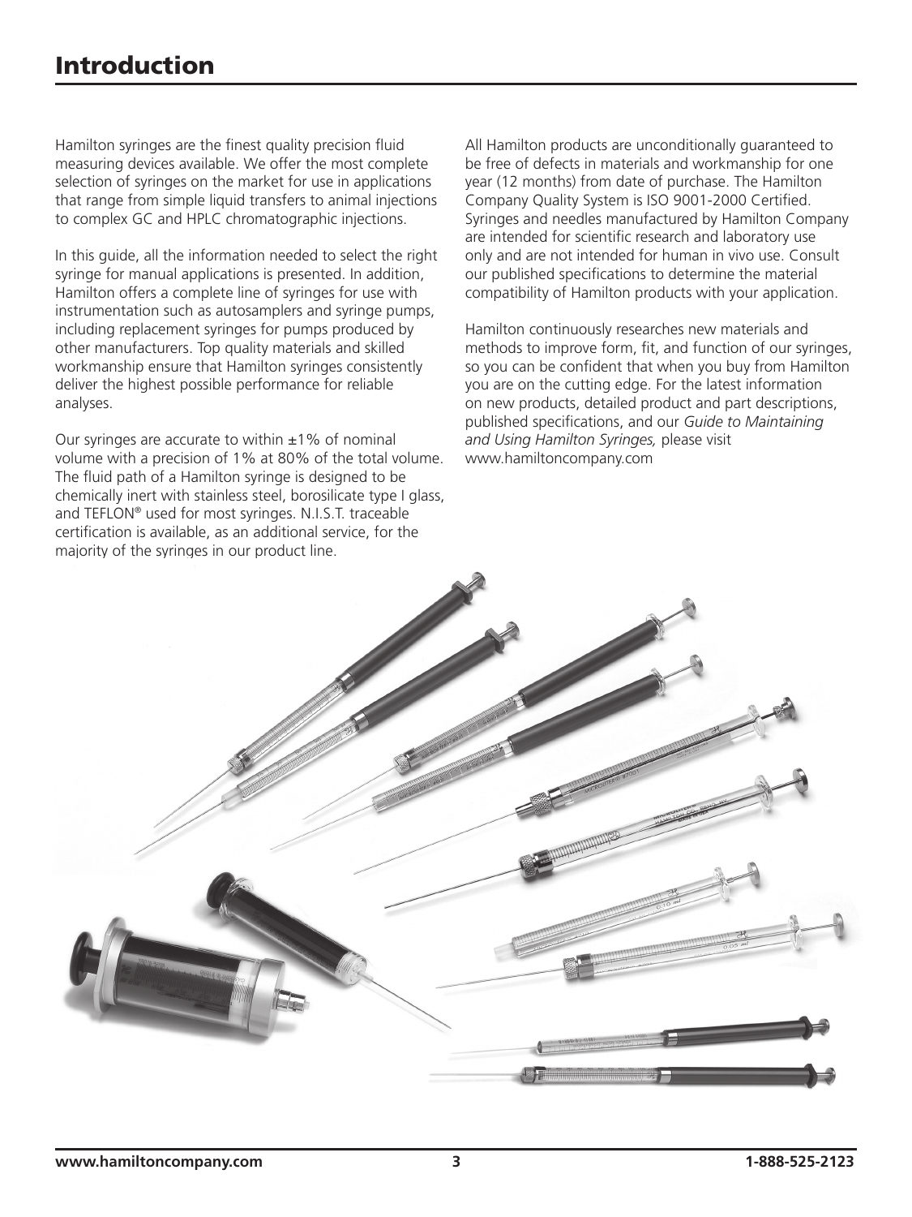# Introduction

Hamilton syringes are the finest quality precision fluid measuring devices available. We offer the most complete selection of syringes on the market for use in applications that range from simple liquid transfers to animal injections to complex GC and HPLC chromatographic injections.

In this guide, all the information needed to select the right syringe for manual applications is presented. In addition, Hamilton offers a complete line of syringes for use with instrumentation such as autosamplers and syringe pumps, including replacement syringes for pumps produced by other manufacturers. Top quality materials and skilled workmanship ensure that Hamilton syringes consistently deliver the highest possible performance for reliable analyses.

Our syringes are accurate to within ±1% of nominal volume with a precision of 1% at 80% of the total volume. The fluid path of a Hamilton syringe is designed to be chemically inert with stainless steel, borosilicate type I glass, and TEFLON® used for most syringes. N.I.S.T. traceable certification is available, as an additional service, for the majority of the syringes in our product line.

All Hamilton products are unconditionally guaranteed to be free of defects in materials and workmanship for one year (12 months) from date of purchase. The Hamilton Company Quality System is ISO 9001-2000 Certified. Syringes and needles manufactured by Hamilton Company are intended for scientific research and laboratory use only and are not intended for human in vivo use. Consult our published specifications to determine the material compatibility of Hamilton products with your application.

Hamilton continuously researches new materials and methods to improve form, fit, and function of our syringes, so you can be confident that when you buy from Hamilton you are on the cutting edge. For the latest information on new products, detailed product and part descriptions, published specifications, and our *Guide to Maintaining and Using Hamilton Syringes,* please visit www.hamiltoncompany.com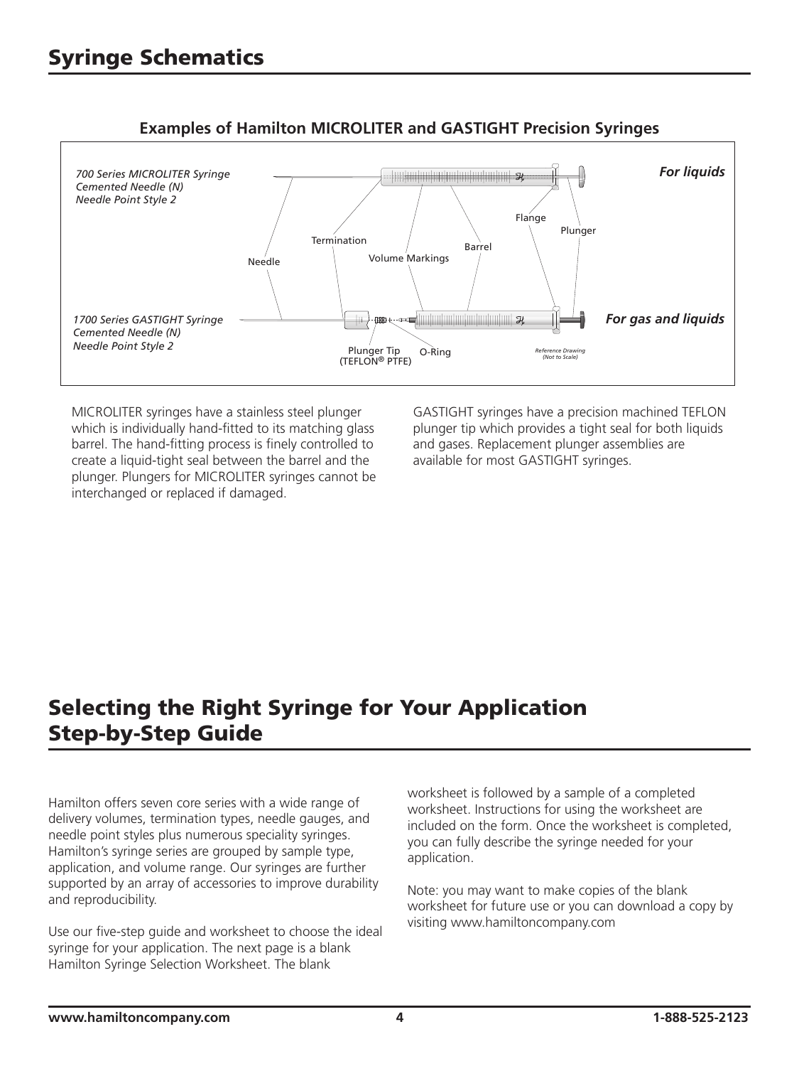# Syringe Schematics

### Examples of Hamilton MICROLITER and GASTIGHT Precision Syringes

*700 Series MICROLITER Syringe*
*Cemented Needle (N)*
*Needle Point Style 2*

***For liquids***

Needle · Termination · Volume Markings · Barrel · Flange · Plunger

*1700 Series GASTIGHT Syringe*
*Cemented Needle (N)*
*Needle Point Style 2*

***For gas and liquids***

Plunger Tip (TEFLON® PTFE) · O-Ring

*Reference Drawing (Not to Scale)*

MICROLITER syringes have a stainless steel plunger which is individually hand-fitted to its matching glass barrel. The hand-fitting process is finely controlled to create a liquid-tight seal between the barrel and the plunger. Plungers for MICROLITER syringes cannot be interchanged or replaced if damaged.

GASTIGHT syringes have a precision machined TEFLON plunger tip which provides a tight seal for both liquids and gases. Replacement plunger assemblies are available for most GASTIGHT syringes.

# Selecting the Right Syringe for Your Application Step-by-Step Guide

Hamilton offers seven core series with a wide range of delivery volumes, termination types, needle gauges, and needle point styles plus numerous speciality syringes. Hamilton's syringe series are grouped by sample type, application, and volume range. Our syringes are further supported by an array of accessories to improve durability and reproducibility.

Use our five-step guide and worksheet to choose the ideal syringe for your application. The next page is a blank Hamilton Syringe Selection Worksheet. The blank worksheet is followed by a sample of a completed worksheet. Instructions for using the worksheet are included on the form. Once the worksheet is completed, you can fully describe the syringe needed for your application.

Note: you may want to make copies of the blank worksheet for future use or you can download a copy by visiting www.hamiltoncompany.com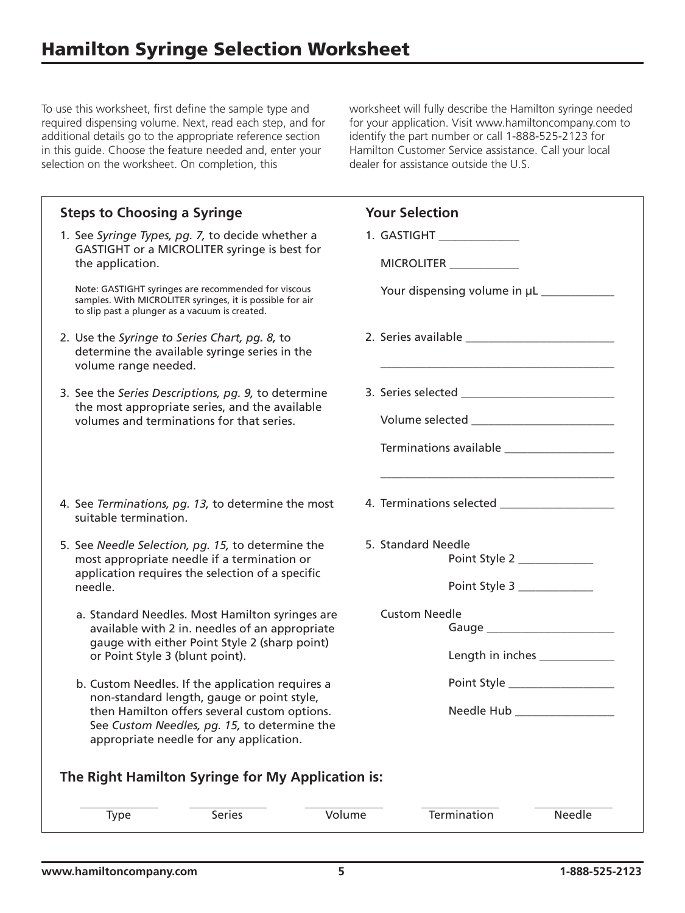# Hamilton Syringe Selection Worksheet

To use this worksheet, first define the sample type and required dispensing volume. Next, read each step, and for additional details go to the appropriate reference section in this guide. Choose the feature needed and, enter your selection on the worksheet. On completion, this worksheet will fully describe the Hamilton syringe needed for your application. Visit www.hamiltoncompany.com to identify the part number or call 1-888-525-2123 for Hamilton Customer Service assistance. Call your local dealer for assistance outside the U.S.

| Steps to Choosing a Syringe | Your Selection |
|---|---|
| 1. See *Syringe Types, pg. 7,* to decide whether a GASTIGHT or a MICROLITER syringe is best for the application.<br><br>Note: GASTIGHT syringes are recommended for viscous samples. With MICROLITER syringes, it is possible for air to slip past a plunger as a vacuum is created. | 1. GASTIGHT ____________<br><br>MICROLITER ____________<br><br>Your dispensing volume in µL ____________ |
| 2. Use the *Syringe to Series Chart, pg. 8,* to determine the available syringe series in the volume range needed. | 2. Series available ____________ |
| 3. See the *Series Descriptions, pg. 9,* to determine the most appropriate series, and the available volumes and terminations for that series. | 3. Series selected ____________<br><br>Volume selected ____________<br><br>Terminations available ____________ |
| 4. See *Terminations, pg. 13,* to determine the most suitable termination. | 4. Terminations selected ____________ |
| 5. See *Needle Selection, pg. 15,* to determine the most appropriate needle if a termination or application requires the selection of a specific needle.<br><br>a. Standard Needles. Most Hamilton syringes are available with 2 in. needles of an appropriate gauge with either Point Style 2 (sharp point) or Point Style 3 (blunt point).<br><br>b. Custom Needles. If the application requires a non-standard length, gauge or point style, then Hamilton offers several custom options. See *Custom Needles, pg. 15,* to determine the appropriate needle for any application. | 5. Standard Needle<br>Point Style 2 ____________<br>Point Style 3 ____________<br><br>Custom Needle<br>Gauge ____________<br>Length in inches ____________<br>Point Style ____________<br>Needle Hub ____________ |

## The Right Hamilton Syringe for My Application is:

| Type | Series | Volume | Termination | Needle |
|---|---|---|---|---|
| ________ | ________ | ________ | ________ | ________ |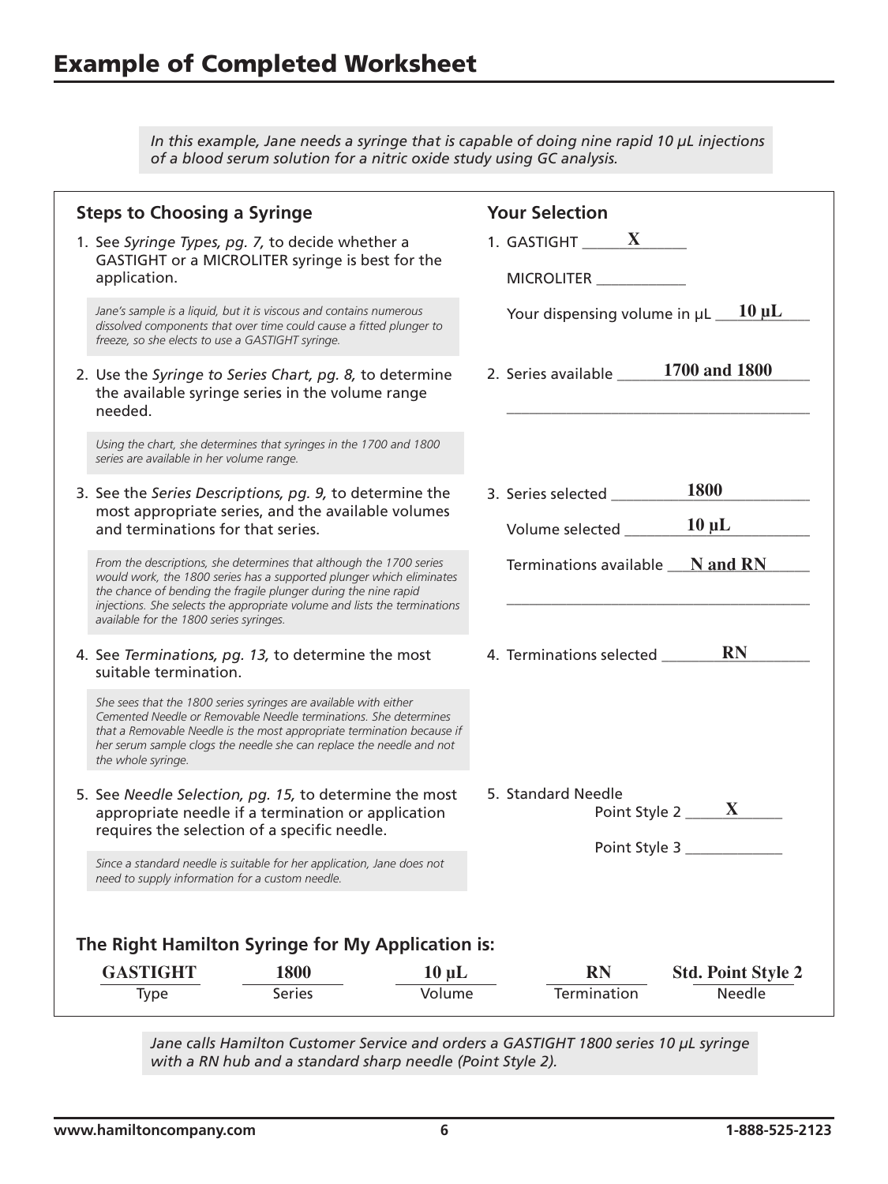# Example of Completed Worksheet

*In this example, Jane needs a syringe that is capable of doing nine rapid 10 µL injections of a blood serum solution for a nitric oxide study using GC analysis.*

| Steps to Choosing a Syringe | Your Selection |
| --- | --- |
| 1. See *Syringe Types, pg. 7,* to decide whether a GASTIGHT or a MICROLITER syringe is best for the application.<br><br>*Jane's sample is a liquid, but it is viscous and contains numerous dissolved components that over time could cause a fitted plunger to freeze, so she elects to use a GASTIGHT syringe.* | 1. GASTIGHT **X**<br>MICROLITER ____<br>Your dispensing volume in µL **10 µL** |
| 2. Use the *Syringe to Series Chart, pg. 8,* to determine the available syringe series in the volume range needed.<br><br>*Using the chart, she determines that syringes in the 1700 and 1800 series are available in her volume range.* | 2. Series available **1700 and 1800** |
| 3. See the *Series Descriptions, pg. 9,* to determine the most appropriate series, and the available volumes and terminations for that series.<br><br>*From the descriptions, she determines that although the 1700 series would work, the 1800 series has a supported plunger which eliminates the chance of bending the fragile plunger during the nine rapid injections. She selects the appropriate volume and lists the terminations available for the 1800 series syringes.* | 3. Series selected **1800**<br>Volume selected **10 µL**<br>Terminations available **N and RN** |
| 4. See *Terminations, pg. 13,* to determine the most suitable termination.<br><br>*She sees that the 1800 series syringes are available with either Cemented Needle or Removable Needle terminations. She determines that a Removable Needle is the most appropriate termination because if her serum sample clogs the needle she can replace the needle and not the whole syringe.* | 4. Terminations selected **RN** |
| 5. See *Needle Selection, pg. 15,* to determine the most appropriate needle if a termination or application requires the selection of a specific needle.<br><br>*Since a standard needle is suitable for her application, Jane does not need to supply information for a custom needle.* | 5. Standard Needle<br>Point Style 2 **X**<br>Point Style 3 ____ |

### The Right Hamilton Syringe for My Application is:

| Type | Series | Volume | Termination | Needle |
| --- | --- | --- | --- | --- |
| **GASTIGHT** | **1800** | **10 µL** | **RN** | **Std. Point Style 2** |

*Jane calls Hamilton Customer Service and orders a GASTIGHT 1800 series 10 µL syringe with a RN hub and a standard sharp needle (Point Style 2).*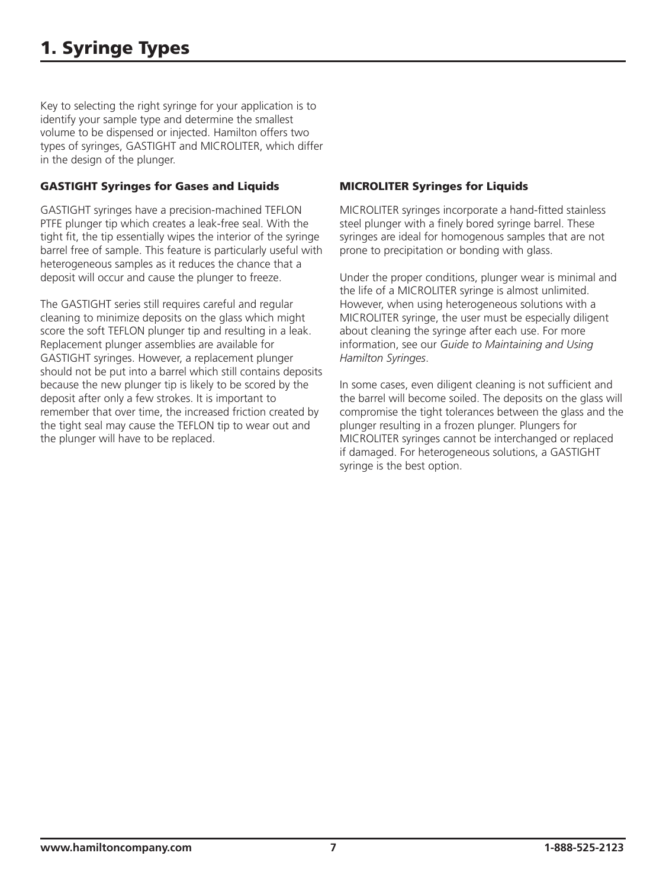# 1. Syringe Types

Key to selecting the right syringe for your application is to identify your sample type and determine the smallest volume to be dispensed or injected. Hamilton offers two types of syringes, GASTIGHT and MICROLITER, which differ in the design of the plunger.

### GASTIGHT Syringes for Gases and Liquids

GASTIGHT syringes have a precision-machined TEFLON PTFE plunger tip which creates a leak-free seal. With the tight fit, the tip essentially wipes the interior of the syringe barrel free of sample. This feature is particularly useful with heterogeneous samples as it reduces the chance that a deposit will occur and cause the plunger to freeze.

The GASTIGHT series still requires careful and regular cleaning to minimize deposits on the glass which might score the soft TEFLON plunger tip and resulting in a leak. Replacement plunger assemblies are available for GASTIGHT syringes. However, a replacement plunger should not be put into a barrel which still contains deposits because the new plunger tip is likely to be scored by the deposit after only a few strokes. It is important to remember that over time, the increased friction created by the tight seal may cause the TEFLON tip to wear out and the plunger will have to be replaced.

### MICROLITER Syringes for Liquids

MICROLITER syringes incorporate a hand-fitted stainless steel plunger with a finely bored syringe barrel. These syringes are ideal for homogenous samples that are not prone to precipitation or bonding with glass.

Under the proper conditions, plunger wear is minimal and the life of a MICROLITER syringe is almost unlimited. However, when using heterogeneous solutions with a MICROLITER syringe, the user must be especially diligent about cleaning the syringe after each use. For more information, see our *Guide to Maintaining and Using Hamilton Syringes*.

In some cases, even diligent cleaning is not sufficient and the barrel will become soiled. The deposits on the glass will compromise the tight tolerances between the glass and the plunger resulting in a frozen plunger. Plungers for MICROLITER syringes cannot be interchanged or replaced if damaged. For heterogeneous solutions, a GASTIGHT syringe is the best option.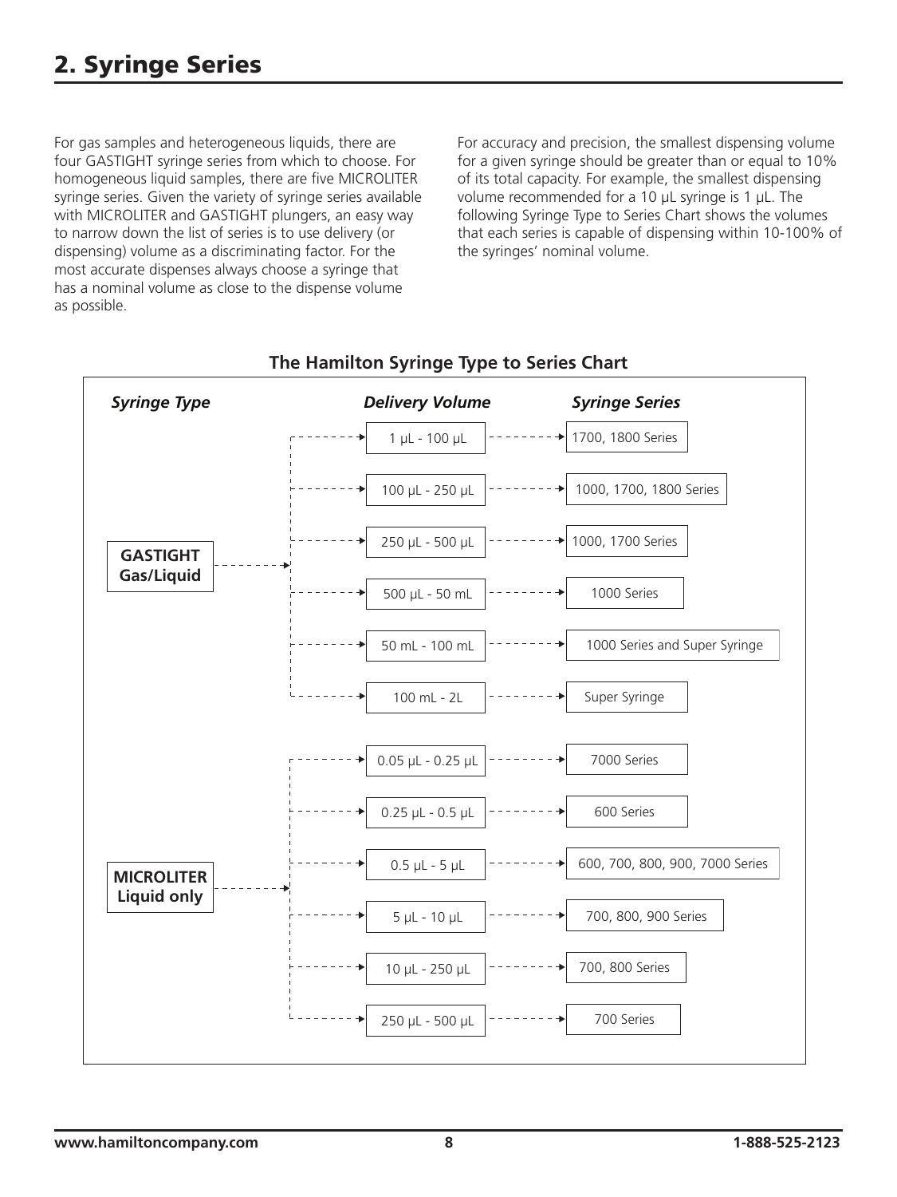# 2. Syringe Series

For gas samples and heterogeneous liquids, there are four GASTIGHT syringe series from which to choose. For homogeneous liquid samples, there are five MICROLITER syringe series. Given the variety of syringe series available with MICROLITER and GASTIGHT plungers, an easy way to narrow down the list of series is to use delivery (or dispensing) volume as a discriminating factor. For the most accurate dispenses always choose a syringe that has a nominal volume as close to the dispense volume as possible.

For accuracy and precision, the smallest dispensing volume for a given syringe should be greater than or equal to 10% of its total capacity. For example, the smallest dispensing volume recommended for a 10 µL syringe is 1 µL. The following Syringe Type to Series Chart shows the volumes that each series is capable of dispensing within 10-100% of the syringes' nominal volume.

**The Hamilton Syringe Type to Series Chart**

| *Syringe Type* | *Delivery Volume* | *Syringe Series* |
| --- | --- | --- |
| **GASTIGHT Gas/Liquid** | 1 µL - 100 µL | 1700, 1800 Series |
| | 100 µL - 250 µL | 1000, 1700, 1800 Series |
| | 250 µL - 500 µL | 1000, 1700 Series |
| | 500 µL - 50 mL | 1000 Series |
| | 50 mL - 100 mL | 1000 Series and Super Syringe |
| | 100 mL - 2L | Super Syringe |
| **MICROLITER Liquid only** | 0.05 µL - 0.25 µL | 7000 Series |
| | 0.25 µL - 0.5 µL | 600 Series |
| | 0.5 µL - 5 µL | 600, 700, 800, 900, 7000 Series |
| | 5 µL - 10 µL | 700, 800, 900 Series |
| | 10 µL - 250 µL | 700, 800 Series |
| | 250 µL - 500 µL | 700 Series |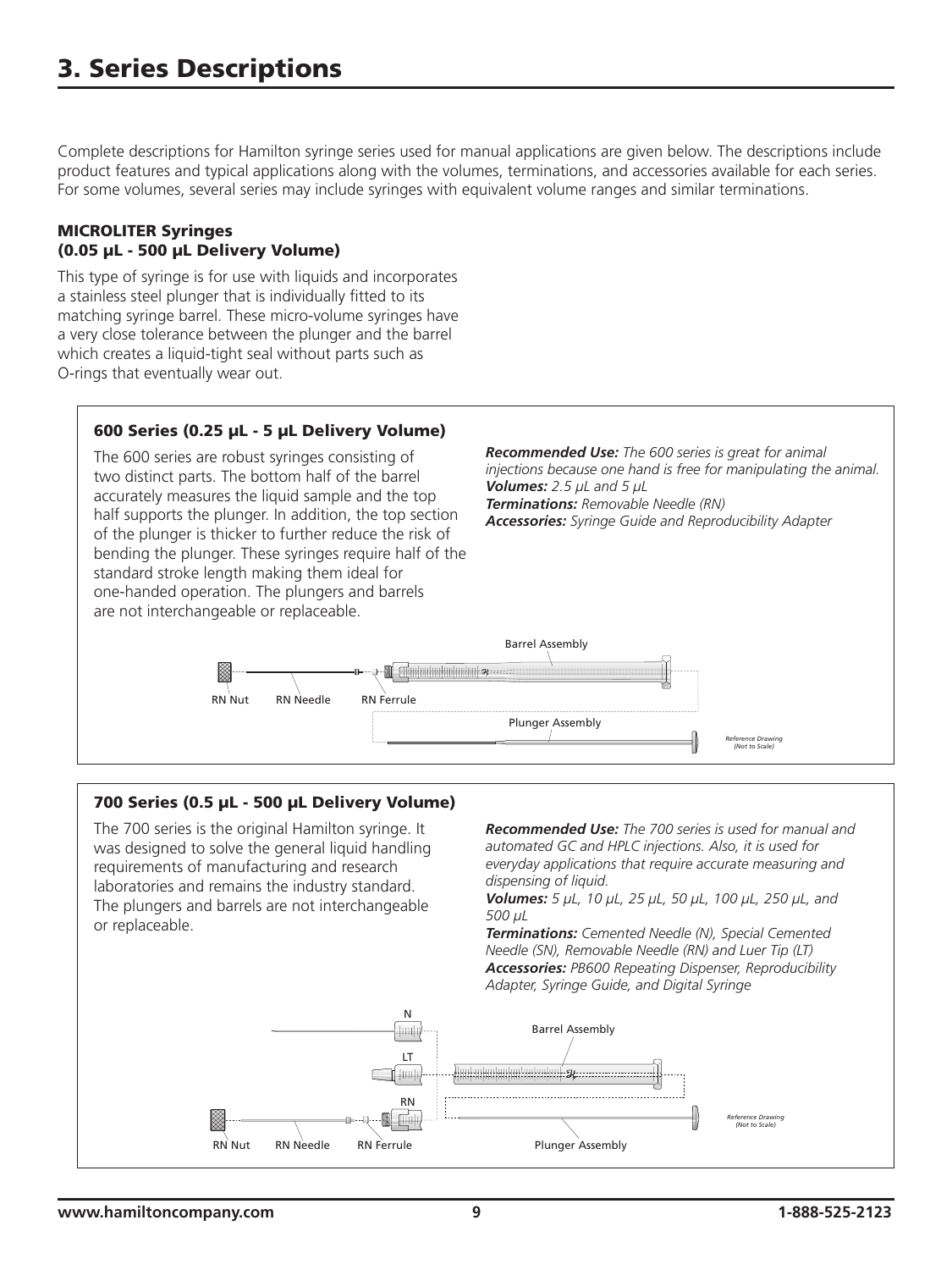# 3. Series Descriptions

Complete descriptions for Hamilton syringe series used for manual applications are given below. The descriptions include product features and typical applications along with the volumes, terminations, and accessories available for each series. For some volumes, several series may include syringes with equivalent volume ranges and similar terminations.

### MICROLITER Syringes (0.05 µL - 500 µL Delivery Volume)

This type of syringe is for use with liquids and incorporates a stainless steel plunger that is individually fitted to its matching syringe barrel. These micro-volume syringes have a very close tolerance between the plunger and the barrel which creates a liquid-tight seal without parts such as O-rings that eventually wear out.

#### 600 Series (0.25 µL - 5 µL Delivery Volume)

The 600 series are robust syringes consisting of two distinct parts. The bottom half of the barrel accurately measures the liquid sample and the top half supports the plunger. In addition, the top section of the plunger is thicker to further reduce the risk of bending the plunger. These syringes require half of the standard stroke length making them ideal for one-handed operation. The plungers and barrels are not interchangeable or replaceable.

***Recommended Use:*** *The 600 series is great for animal injections because one hand is free for manipulating the animal.*
***Volumes:*** *2.5 µL and 5 µL*
***Terminations:*** *Removable Needle (RN)*
***Accessories:*** *Syringe Guide and Reproducibility Adapter*

Barrel Assembly

RN Nut RN Needle RN Ferrule

Plunger Assembly

*Reference Drawing (Not to Scale)*

#### 700 Series (0.5 µL - 500 µL Delivery Volume)

The 700 series is the original Hamilton syringe. It was designed to solve the general liquid handling requirements of manufacturing and research laboratories and remains the industry standard. The plungers and barrels are not interchangeable or replaceable.

***Recommended Use:*** *The 700 series is used for manual and automated GC and HPLC injections. Also, it is used for everyday applications that require accurate measuring and dispensing of liquid.*
***Volumes:*** *5 µL, 10 µL, 25 µL, 50 µL, 100 µL, 250 µL, and 500 µL*
***Terminations:*** *Cemented Needle (N), Special Cemented Needle (SN), Removable Needle (RN) and Luer Tip (LT)*
***Accessories:*** *PB600 Repeating Dispenser, Reproducibility Adapter, Syringe Guide, and Digital Syringe*

N

LT

RN

Barrel Assembly

RN Nut RN Needle RN Ferrule

Plunger Assembly

*Reference Drawing (Not to Scale)*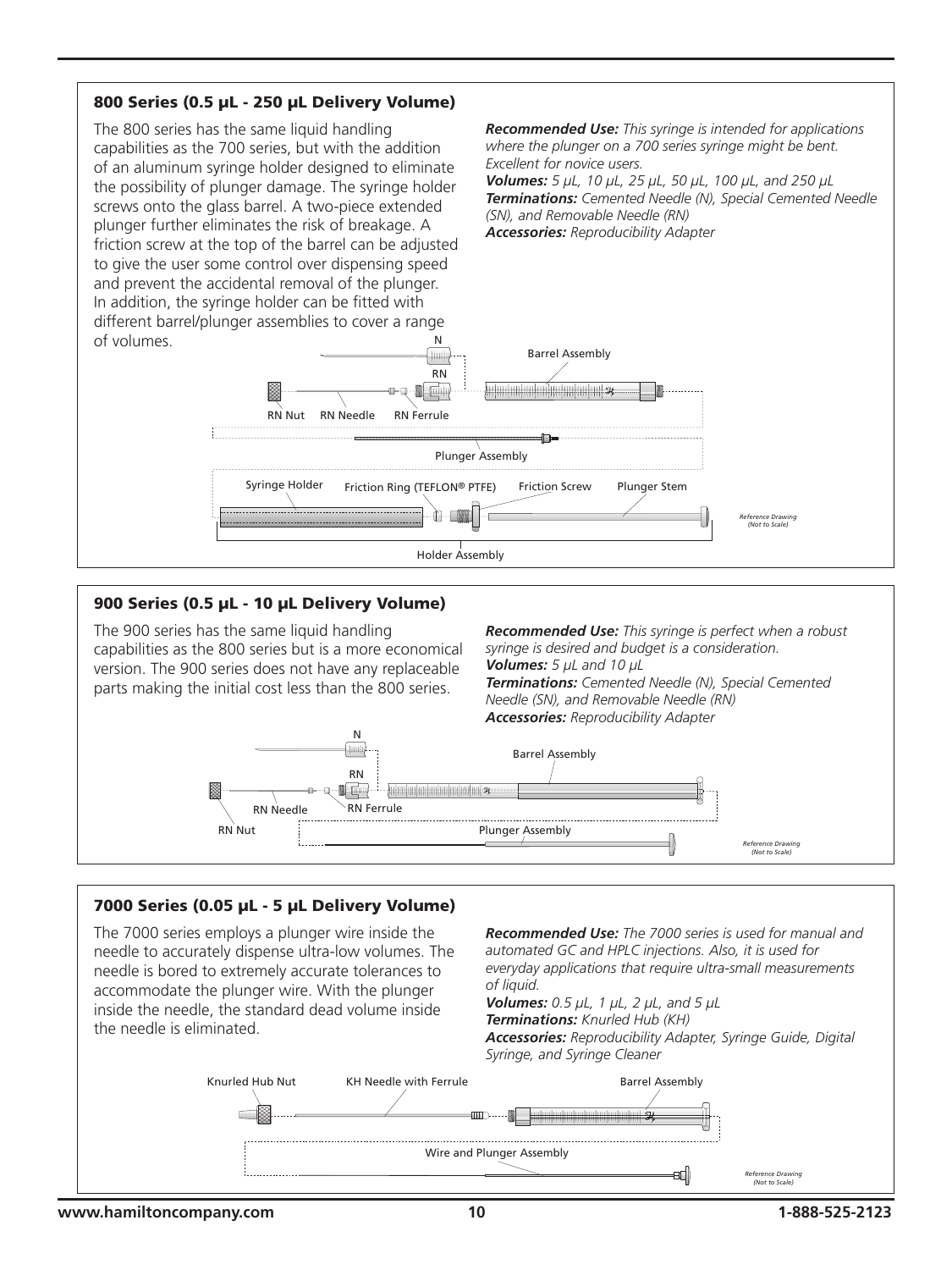## 800 Series (0.5 µL - 250 µL Delivery Volume)

The 800 series has the same liquid handling capabilities as the 700 series, but with the addition of an aluminum syringe holder designed to eliminate the possibility of plunger damage. The syringe holder screws onto the glass barrel. A two-piece extended plunger further eliminates the risk of breakage. A friction screw at the top of the barrel can be adjusted to give the user some control over dispensing speed and prevent the accidental removal of the plunger. In addition, the syringe holder can be fitted with different barrel/plunger assemblies to cover a range of volumes.

***Recommended Use:*** *This syringe is intended for applications where the plunger on a 700 series syringe might be bent. Excellent for novice users.*
***Volumes:*** *5 µL, 10 µL, 25 µL, 50 µL, 100 µL, and 250 µL*
***Terminations:*** *Cemented Needle (N), Special Cemented Needle (SN), and Removable Needle (RN)*
***Accessories:*** *Reproducibility Adapter*

N, RN, RN Nut, RN Needle, RN Ferrule, Barrel Assembly, Plunger Assembly, Syringe Holder, Friction Ring (TEFLON® PTFE), Friction Screw, Plunger Stem, Holder Assembly

*Reference Drawing (Not to Scale)*

## 900 Series (0.5 µL - 10 µL Delivery Volume)

The 900 series has the same liquid handling capabilities as the 800 series but is a more economical version. The 900 series does not have any replaceable parts making the initial cost less than the 800 series.

***Recommended Use:*** *This syringe is perfect when a robust syringe is desired and budget is a consideration.*
***Volumes:*** *5 µL and 10 µL*
***Terminations:*** *Cemented Needle (N), Special Cemented Needle (SN), and Removable Needle (RN)*
***Accessories:*** *Reproducibility Adapter*

N, RN, RN Needle, RN Ferrule, RN Nut, Barrel Assembly, Plunger Assembly

*Reference Drawing (Not to Scale)*

## 7000 Series (0.05 µL - 5 µL Delivery Volume)

The 7000 series employs a plunger wire inside the needle to accurately dispense ultra-low volumes. The needle is bored to extremely accurate tolerances to accommodate the plunger wire. With the plunger inside the needle, the standard dead volume inside the needle is eliminated.

***Recommended Use:*** *The 7000 series is used for manual and automated GC and HPLC injections. Also, it is used for everyday applications that require ultra-small measurements of liquid.*
***Volumes:*** *0.5 µL, 1 µL, 2 µL, and 5 µL*
***Terminations:*** *Knurled Hub (KH)*
***Accessories:*** *Reproducibility Adapter, Syringe Guide, Digital Syringe, and Syringe Cleaner*

Knurled Hub Nut, KH Needle with Ferrule, Barrel Assembly, Wire and Plunger Assembly

*Reference Drawing (Not to Scale)*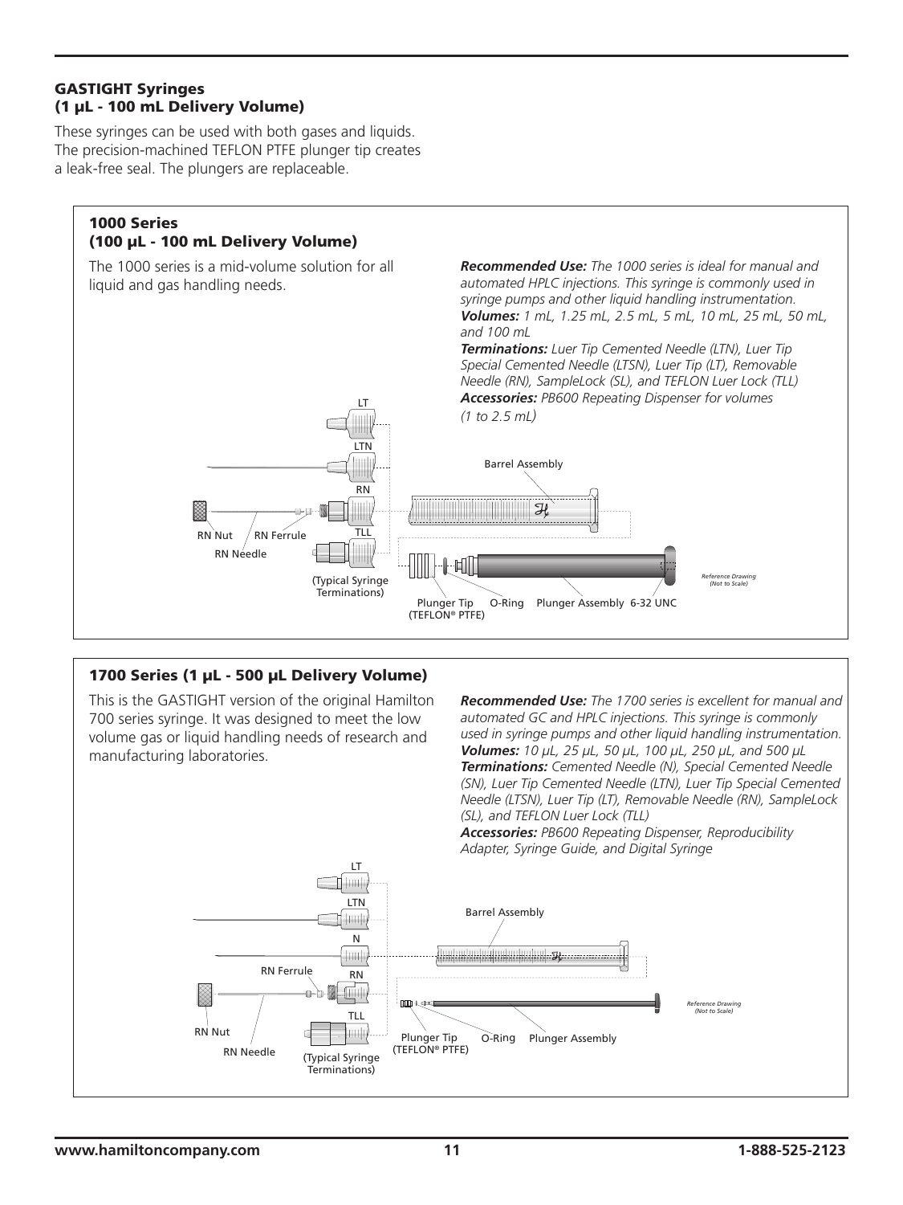## GASTIGHT Syringes (1 µL - 100 mL Delivery Volume)

These syringes can be used with both gases and liquids. The precision-machined TEFLON PTFE plunger tip creates a leak-free seal. The plungers are replaceable.

### 1000 Series (100 µL - 100 mL Delivery Volume)

The 1000 series is a mid-volume solution for all liquid and gas handling needs.

***Recommended Use:*** *The 1000 series is ideal for manual and automated HPLC injections. This syringe is commonly used in syringe pumps and other liquid handling instrumentation.*
***Volumes:*** *1 mL, 1.25 mL, 2.5 mL, 5 mL, 10 mL, 25 mL, 50 mL, and 100 mL*
***Terminations:*** *Luer Tip Cemented Needle (LTN), Luer Tip Special Cemented Needle (LTSN), Luer Tip (LT), Removable Needle (RN), SampleLock (SL), and TEFLON Luer Lock (TLL)*
***Accessories:*** *PB600 Repeating Dispenser for volumes (1 to 2.5 mL)*

LT, LTN, RN, TLL, RN Nut, RN Ferrule, RN Needle, (Typical Syringe Terminations), Barrel Assembly, Plunger Tip (TEFLON® PTFE), O-Ring, Plunger Assembly, 6-32 UNC

*Reference Drawing (Not to Scale)*

### 1700 Series (1 µL - 500 µL Delivery Volume)

This is the GASTIGHT version of the original Hamilton 700 series syringe. It was designed to meet the low volume gas or liquid handling needs of research and manufacturing laboratories.

***Recommended Use:*** *The 1700 series is excellent for manual and automated GC and HPLC injections. This syringe is commonly used in syringe pumps and other liquid handling instrumentation.*
***Volumes:*** *10 µL, 25 µL, 50 µL, 100 µL, 250 µL, and 500 µL*
***Terminations:*** *Cemented Needle (N), Special Cemented Needle (SN), Luer Tip Cemented Needle (LTN), Luer Tip Special Cemented Needle (LTSN), Luer Tip (LT), Removable Needle (RN), SampleLock (SL), and TEFLON Luer Lock (TLL)*
***Accessories:*** *PB600 Repeating Dispenser, Reproducibility Adapter, Syringe Guide, and Digital Syringe*

LT, LTN, N, RN, TLL, RN Ferrule, RN Nut, RN Needle, (Typical Syringe Terminations), Barrel Assembly, Plunger Tip (TEFLON® PTFE), O-Ring, Plunger Assembly

*Reference Drawing (Not to Scale)*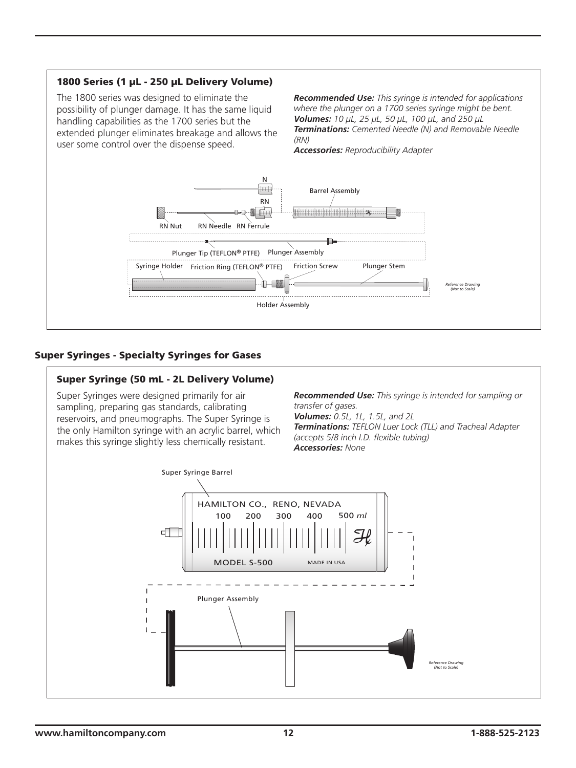### 1800 Series (1 µL - 250 µL Delivery Volume)

The 1800 series was designed to eliminate the possibility of plunger damage. It has the same liquid handling capabilities as the 1700 series but the extended plunger eliminates breakage and allows the user some control over the dispense speed.

***Recommended Use:*** *This syringe is intended for applications where the plunger on a 1700 series syringe might be bent.*
***Volumes:*** *10 µL, 25 µL, 50 µL, 100 µL, and 250 µL*
***Terminations:*** *Cemented Needle (N) and Removable Needle (RN)*
***Accessories:*** *Reproducibility Adapter*

N

Barrel Assembly

RN

RN Nut RN Needle RN Ferrule

Plunger Tip (TEFLON® PTFE) Plunger Assembly

Syringe Holder Friction Ring (TEFLON® PTFE) Friction Screw Plunger Stem

Holder Assembly

*Reference Drawing (Not to Scale)*

## Super Syringes - Specialty Syringes for Gases

### Super Syringe (50 mL - 2L Delivery Volume)

Super Syringes were designed primarily for air sampling, preparing gas standards, calibrating reservoirs, and pneumographs. The Super Syringe is the only Hamilton syringe with an acrylic barrel, which makes this syringe slightly less chemically resistant.

***Recommended Use:*** *This syringe is intended for sampling or transfer of gases.*
***Volumes:*** *0.5L, 1L, 1.5L, and 2L*
***Terminations:*** *TEFLON Luer Lock (TLL) and Tracheal Adapter (accepts 5/8 inch I.D. flexible tubing)*
***Accessories:*** *None*

Super Syringe Barrel

HAMILTON CO., RENO, NEVADA
100 200 300 400 500 *ml*
MODEL S-500 MADE IN USA

Plunger Assembly

*Reference Drawing (Not to Scale)*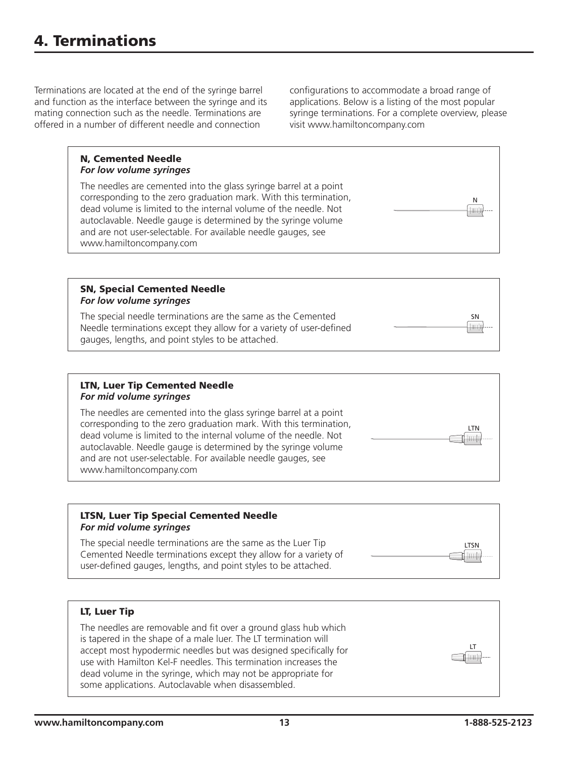# 4. Terminations

Terminations are located at the end of the syringe barrel and function as the interface between the syringe and its mating connection such as the needle. Terminations are offered in a number of different needle and connection configurations to accommodate a broad range of applications. Below is a listing of the most popular syringe terminations. For a complete overview, please visit www.hamiltoncompany.com

### N, Cemented Needle

***For low volume syringes***

The needles are cemented into the glass syringe barrel at a point corresponding to the zero graduation mark. With this termination, dead volume is limited to the internal volume of the needle. Not autoclavable. Needle gauge is determined by the syringe volume and are not user-selectable. For available needle gauges, see www.hamiltoncompany.com

N

### SN, Special Cemented Needle

***For low volume syringes***

The special needle terminations are the same as the Cemented Needle terminations except they allow for a variety of user-defined gauges, lengths, and point styles to be attached.

SN

### LTN, Luer Tip Cemented Needle

***For mid volume syringes***

The needles are cemented into the glass syringe barrel at a point corresponding to the zero graduation mark. With this termination, dead volume is limited to the internal volume of the needle. Not autoclavable. Needle gauge is determined by the syringe volume and are not user-selectable. For available needle gauges, see www.hamiltoncompany.com

LTN

### LTSN, Luer Tip Special Cemented Needle

***For mid volume syringes***

The special needle terminations are the same as the Luer Tip Cemented Needle terminations except they allow for a variety of user-defined gauges, lengths, and point styles to be attached.

LTSN

### LT, Luer Tip

The needles are removable and fit over a ground glass hub which is tapered in the shape of a male luer. The LT termination will accept most hypodermic needles but was designed specifically for use with Hamilton Kel-F needles. This termination increases the dead volume in the syringe, which may not be appropriate for some applications. Autoclavable when disassembled.

LT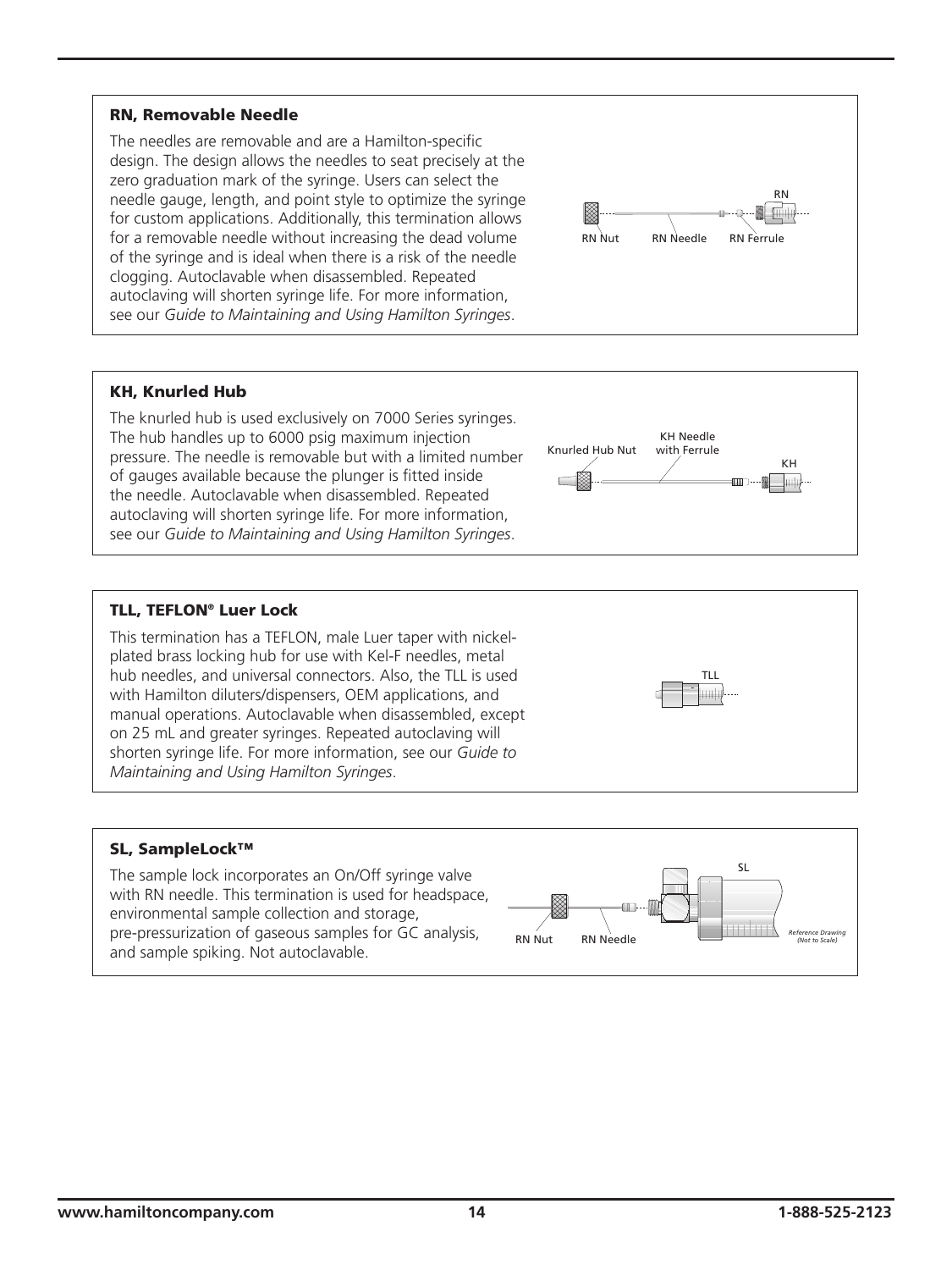### RN, Removable Needle

The needles are removable and are a Hamilton-specific design. The design allows the needles to seat precisely at the zero graduation mark of the syringe. Users can select the needle gauge, length, and point style to optimize the syringe for custom applications. Additionally, this termination allows for a removable needle without increasing the dead volume of the syringe and is ideal when there is a risk of the needle clogging. Autoclavable when disassembled. Repeated autoclaving will shorten syringe life. For more information, see our *Guide to Maintaining and Using Hamilton Syringes*.

RN Nut  RN Needle  RN Ferrule  RN

### KH, Knurled Hub

The knurled hub is used exclusively on 7000 Series syringes. The hub handles up to 6000 psig maximum injection pressure. The needle is removable but with a limited number of gauges available because the plunger is fitted inside the needle. Autoclavable when disassembled. Repeated autoclaving will shorten syringe life. For more information, see our *Guide to Maintaining and Using Hamilton Syringes*.

Knurled Hub Nut  KH Needle with Ferrule  KH

### TLL, TEFLON® Luer Lock

This termination has a TEFLON, male Luer taper with nickel-plated brass locking hub for use with Kel-F needles, metal hub needles, and universal connectors. Also, the TLL is used with Hamilton diluters/dispensers, OEM applications, and manual operations. Autoclavable when disassembled, except on 25 mL and greater syringes. Repeated autoclaving will shorten syringe life. For more information, see our *Guide to Maintaining and Using Hamilton Syringes*.

TLL

### SL, SampleLock™

The sample lock incorporates an On/Off syringe valve with RN needle. This termination is used for headspace, environmental sample collection and storage, pre-pressurization of gaseous samples for GC analysis, and sample spiking. Not autoclavable.

RN Nut  RN Needle  SL

*Reference Drawing (Not to Scale)*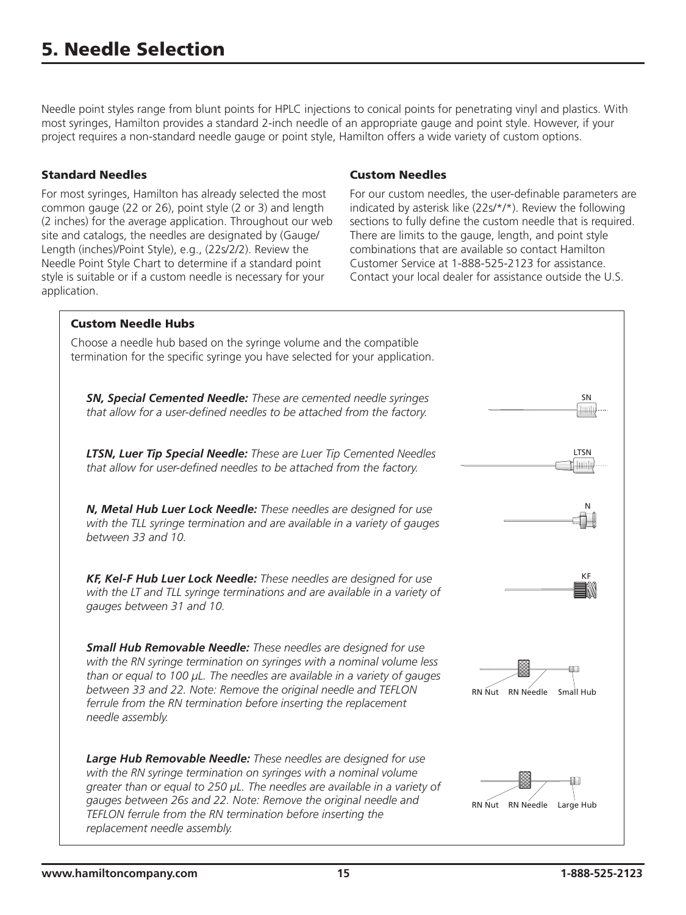# 5. Needle Selection

Needle point styles range from blunt points for HPLC injections to conical points for penetrating vinyl and plastics. With most syringes, Hamilton provides a standard 2-inch needle of an appropriate gauge and point style. However, if your project requires a non-standard needle gauge or point style, Hamilton offers a wide variety of custom options.

### Standard Needles

For most syringes, Hamilton has already selected the most common gauge (22 or 26), point style (2 or 3) and length (2 inches) for the average application. Throughout our web site and catalogs, the needles are designated by (Gauge/ Length (inches)/Point Style), e.g., (22s/2/2). Review the Needle Point Style Chart to determine if a standard point style is suitable or if a custom needle is necessary for your application.

### Custom Needles

For our custom needles, the user-definable parameters are indicated by asterisk like (22s/*/*). Review the following sections to fully define the custom needle that is required. There are limits to the gauge, length, and point style combinations that are available so contact Hamilton Customer Service at 1-888-525-2123 for assistance. Contact your local dealer for assistance outside the U.S.

### Custom Needle Hubs

Choose a needle hub based on the syringe volume and the compatible termination for the specific syringe you have selected for your application.

***SN, Special Cemented Needle:*** *These are cemented needle syringes that allow for a user-defined needles to be attached from the factory.*

SN

***LTSN, Luer Tip Special Needle:*** *These are Luer Tip Cemented Needles that allow for user-defined needles to be attached from the factory.*

LTSN

***N, Metal Hub Luer Lock Needle:*** *These needles are designed for use with the TLL syringe termination and are available in a variety of gauges between 33 and 10.*

N

***KF, Kel-F Hub Luer Lock Needle:*** *These needles are designed for use with the LT and TLL syringe terminations and are available in a variety of gauges between 31 and 10.*

KF

***Small Hub Removable Needle:*** *These needles are designed for use with the RN syringe termination on syringes with a nominal volume less than or equal to 100 µL. The needles are available in a variety of gauges between 33 and 22. Note: Remove the original needle and TEFLON ferrule from the RN termination before inserting the replacement needle assembly.*

RN Nut RN Needle Small Hub

***Large Hub Removable Needle:*** *These needles are designed for use with the RN syringe termination on syringes with a nominal volume greater than or equal to 250 µL. The needles are available in a variety of gauges between 26s and 22. Note: Remove the original needle and TEFLON ferrule from the RN termination before inserting the replacement needle assembly.*

RN Nut RN Needle Large Hub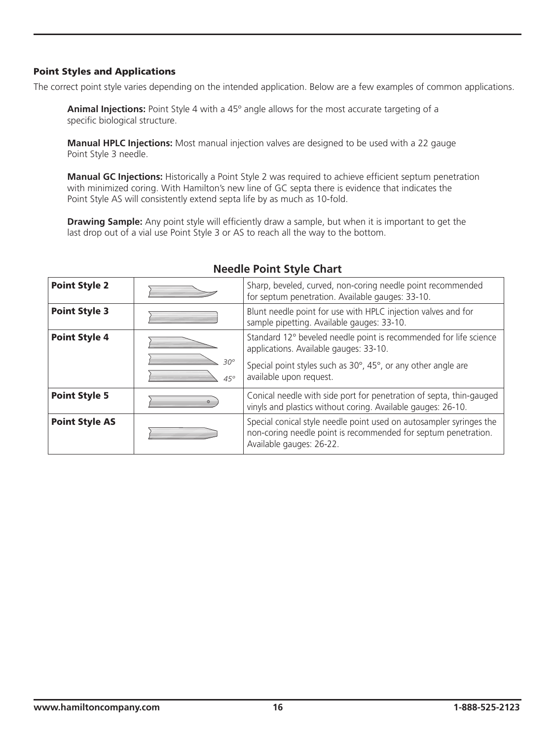### Point Styles and Applications

The correct point style varies depending on the intended application. Below are a few examples of common applications.

**Animal Injections:** Point Style 4 with a 45° angle allows for the most accurate targeting of a specific biological structure.

**Manual HPLC Injections:** Most manual injection valves are designed to be used with a 22 gauge Point Style 3 needle.

**Manual GC Injections:** Historically a Point Style 2 was required to achieve efficient septum penetration with minimized coring. With Hamilton's new line of GC septa there is evidence that indicates the Point Style AS will consistently extend septa life by as much as 10-fold.

**Drawing Sample:** Any point style will efficiently draw a sample, but when it is important to get the last drop out of a vial use Point Style 3 or AS to reach all the way to the bottom.

## Needle Point Style Chart

| | | |
|---|---|---|
| **Point Style 2** | | Sharp, beveled, curved, non-coring needle point recommended for septum penetration. Available gauges: 33-10. |
| **Point Style 3** | | Blunt needle point for use with HPLC injection valves and for sample pipetting. Available gauges: 33-10. |
| **Point Style 4** | 30° 45° | Standard 12° beveled needle point is recommended for life science applications. Available gauges: 33-10. Special point styles such as 30°, 45°, or any other angle are available upon request. |
| **Point Style 5** | | Conical needle with side port for penetration of septa, thin-gauged vinyls and plastics without coring. Available gauges: 26-10. |
| **Point Style AS** | | Special conical style needle point used on autosampler syringes the non-coring needle point is recommended for septum penetration. Available gauges: 26-22. |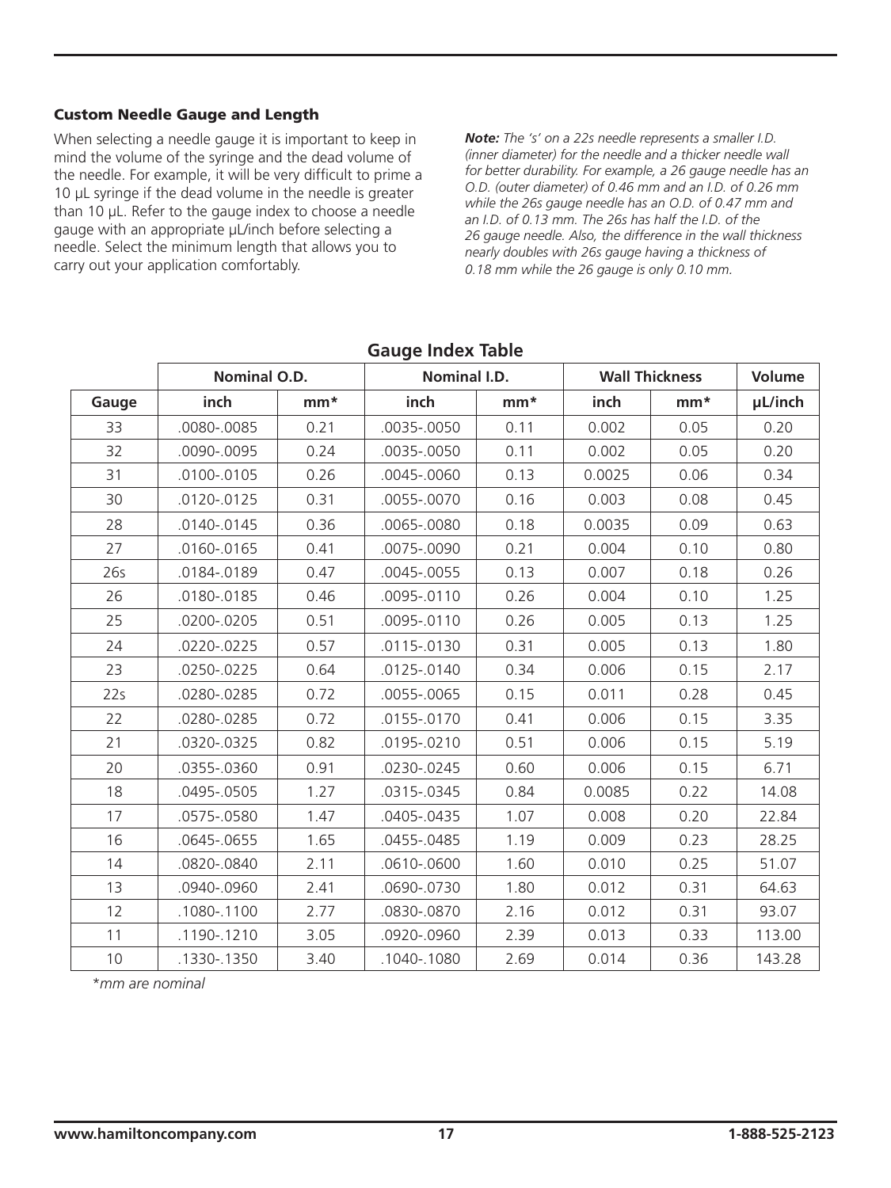### Custom Needle Gauge and Length

When selecting a needle gauge it is important to keep in mind the volume of the syringe and the dead volume of the needle. For example, it will be very difficult to prime a 10 µL syringe if the dead volume in the needle is greater than 10 µL. Refer to the gauge index to choose a needle gauge with an appropriate µL/inch before selecting a needle. Select the minimum length that allows you to carry out your application comfortably.

***Note:*** *The 's' on a 22s needle represents a smaller I.D. (inner diameter) for the needle and a thicker needle wall for better durability. For example, a 26 gauge needle has an O.D. (outer diameter) of 0.46 mm and an I.D. of 0.26 mm while the 26s gauge needle has an O.D. of 0.47 mm and an I.D. of 0.13 mm. The 26s has half the I.D. of the 26 gauge needle. Also, the difference in the wall thickness nearly doubles with 26s gauge having a thickness of 0.18 mm while the 26 gauge is only 0.10 mm.*

**Gauge Index Table**

| | Nominal O.D. | | Nominal I.D. | | Wall Thickness | | Volume |
|---|---|---|---|---|---|---|---|
| **Gauge** | **inch** | **mm*** | **inch** | **mm*** | **inch** | **mm*** | **µL/inch** |
| 33 | .0080-.0085 | 0.21 | .0035-.0050 | 0.11 | 0.002 | 0.05 | 0.20 |
| 32 | .0090-.0095 | 0.24 | .0035-.0050 | 0.11 | 0.002 | 0.05 | 0.20 |
| 31 | .0100-.0105 | 0.26 | .0045-.0060 | 0.13 | 0.0025 | 0.06 | 0.34 |
| 30 | .0120-.0125 | 0.31 | .0055-.0070 | 0.16 | 0.003 | 0.08 | 0.45 |
| 28 | .0140-.0145 | 0.36 | .0065-.0080 | 0.18 | 0.0035 | 0.09 | 0.63 |
| 27 | .0160-.0165 | 0.41 | .0075-.0090 | 0.21 | 0.004 | 0.10 | 0.80 |
| 26s | .0184-.0189 | 0.47 | .0045-.0055 | 0.13 | 0.007 | 0.18 | 0.26 |
| 26 | .0180-.0185 | 0.46 | .0095-.0110 | 0.26 | 0.004 | 0.10 | 1.25 |
| 25 | .0200-.0205 | 0.51 | .0095-.0110 | 0.26 | 0.005 | 0.13 | 1.25 |
| 24 | .0220-.0225 | 0.57 | .0115-.0130 | 0.31 | 0.005 | 0.13 | 1.80 |
| 23 | .0250-.0225 | 0.64 | .0125-.0140 | 0.34 | 0.006 | 0.15 | 2.17 |
| 22s | .0280-.0285 | 0.72 | .0055-.0065 | 0.15 | 0.011 | 0.28 | 0.45 |
| 22 | .0280-.0285 | 0.72 | .0155-.0170 | 0.41 | 0.006 | 0.15 | 3.35 |
| 21 | .0320-.0325 | 0.82 | .0195-.0210 | 0.51 | 0.006 | 0.15 | 5.19 |
| 20 | .0355-.0360 | 0.91 | .0230-.0245 | 0.60 | 0.006 | 0.15 | 6.71 |
| 18 | .0495-.0505 | 1.27 | .0315-.0345 | 0.84 | 0.0085 | 0.22 | 14.08 |
| 17 | .0575-.0580 | 1.47 | .0405-.0435 | 1.07 | 0.008 | 0.20 | 22.84 |
| 16 | .0645-.0655 | 1.65 | .0455-.0485 | 1.19 | 0.009 | 0.23 | 28.25 |
| 14 | .0820-.0840 | 2.11 | .0610-.0600 | 1.60 | 0.010 | 0.25 | 51.07 |
| 13 | .0940-.0960 | 2.41 | .0690-.0730 | 1.80 | 0.012 | 0.31 | 64.63 |
| 12 | .1080-.1100 | 2.77 | .0830-.0870 | 2.16 | 0.012 | 0.31 | 93.07 |
| 11 | .1190-.1210 | 3.05 | .0920-.0960 | 2.39 | 0.013 | 0.33 | 113.00 |
| 10 | .1330-.1350 | 3.40 | .1040-.1080 | 2.69 | 0.014 | 0.36 | 143.28 |

**mm are nominal*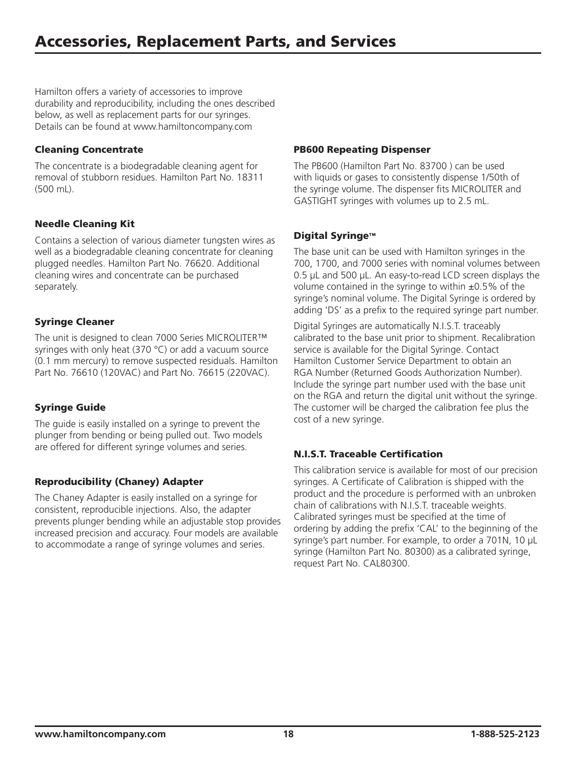# Accessories, Replacement Parts, and Services

Hamilton offers a variety of accessories to improve durability and reproducibility, including the ones described below, as well as replacement parts for our syringes. Details can be found at www.hamiltoncompany.com

### Cleaning Concentrate

The concentrate is a biodegradable cleaning agent for removal of stubborn residues. Hamilton Part No. 18311 (500 mL).

### Needle Cleaning Kit

Contains a selection of various diameter tungsten wires as well as a biodegradable cleaning concentrate for cleaning plugged needles. Hamilton Part No. 76620. Additional cleaning wires and concentrate can be purchased separately.

### Syringe Cleaner

The unit is designed to clean 7000 Series MICROLITER™ syringes with only heat (370 °C) or add a vacuum source (0.1 mm mercury) to remove suspected residuals. Hamilton Part No. 76610 (120VAC) and Part No. 76615 (220VAC).

### Syringe Guide

The guide is easily installed on a syringe to prevent the plunger from bending or being pulled out. Two models are offered for different syringe volumes and series.

### Reproducibility (Chaney) Adapter

The Chaney Adapter is easily installed on a syringe for consistent, reproducible injections. Also, the adapter prevents plunger bending while an adjustable stop provides increased precision and accuracy. Four models are available to accommodate a range of syringe volumes and series.

### PB600 Repeating Dispenser

The PB600 (Hamilton Part No. 83700 ) can be used with liquids or gases to consistently dispense 1/50th of the syringe volume. The dispenser fits MICROLITER and GASTIGHT syringes with volumes up to 2.5 mL.

### Digital Syringe™

The base unit can be used with Hamilton syringes in the 700, 1700, and 7000 series with nominal volumes between 0.5 µL and 500 µL. An easy-to-read LCD screen displays the volume contained in the syringe to within ±0.5% of the syringe's nominal volume. The Digital Syringe is ordered by adding 'DS' as a prefix to the required syringe part number.

Digital Syringes are automatically N.I.S.T. traceably calibrated to the base unit prior to shipment. Recalibration service is available for the Digital Syringe. Contact Hamilton Customer Service Department to obtain an RGA Number (Returned Goods Authorization Number). Include the syringe part number used with the base unit on the RGA and return the digital unit without the syringe. The customer will be charged the calibration fee plus the cost of a new syringe.

### N.I.S.T. Traceable Certification

This calibration service is available for most of our precision syringes. A Certificate of Calibration is shipped with the product and the procedure is performed with an unbroken chain of calibrations with N.I.S.T. traceable weights. Calibrated syringes must be specified at the time of ordering by adding the prefix 'CAL' to the beginning of the syringe's part number. For example, to order a 701N, 10 µL syringe (Hamilton Part No. 80300) as a calibrated syringe, request Part No. CAL80300.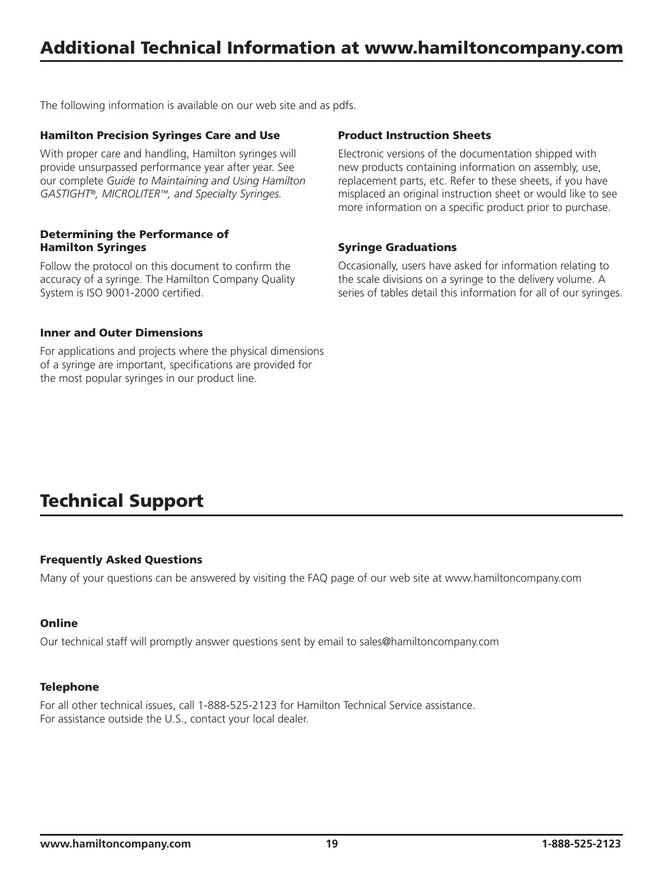## Additional Technical Information at www.hamiltoncompany.com

The following information is available on our web site and as pdfs.

### Hamilton Precision Syringes Care and Use

With proper care and handling, Hamilton syringes will provide unsurpassed performance year after year. See our complete *Guide to Maintaining and Using Hamilton GASTIGHT®, MICROLITER™, and Specialty Syringes.*

### Determining the Performance of Hamilton Syringes

Follow the protocol on this document to confirm the accuracy of a syringe. The Hamilton Company Quality System is ISO 9001-2000 certified.

### Inner and Outer Dimensions

For applications and projects where the physical dimensions of a syringe are important, specifications are provided for the most popular syringes in our product line.

### Product Instruction Sheets

Electronic versions of the documentation shipped with new products containing information on assembly, use, replacement parts, etc. Refer to these sheets, if you have misplaced an original instruction sheet or would like to see more information on a specific product prior to purchase.

### Syringe Graduations

Occasionally, users have asked for information relating to the scale divisions on a syringe to the delivery volume. A series of tables detail this information for all of our syringes.

## Technical Support

### Frequently Asked Questions

Many of your questions can be answered by visiting the FAQ page of our web site at www.hamiltoncompany.com

### Online

Our technical staff will promptly answer questions sent by email to sales@hamiltoncompany.com

### Telephone

For all other technical issues, call 1-888-525-2123 for Hamilton Technical Service assistance.
For assistance outside the U.S., contact your local dealer.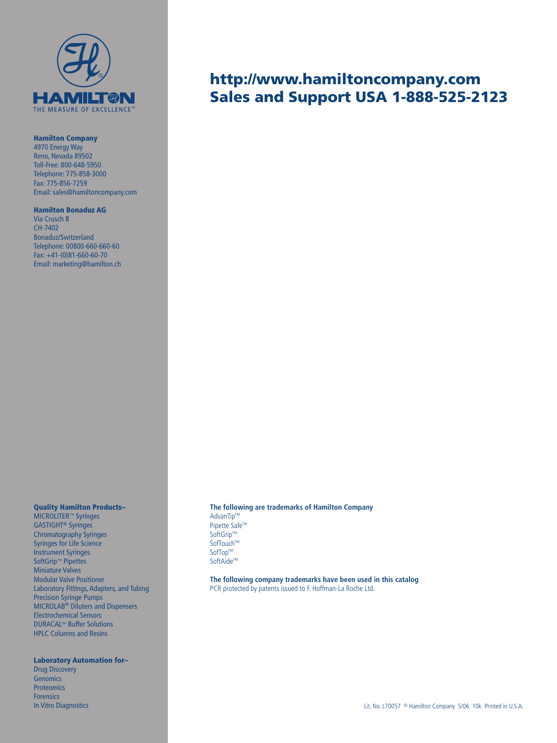HAMILTON

THE MEASURE OF EXCELLENCE™

**Hamilton Company**
4970 Energy Way
Reno, Nevada 89502
Toll-Free: 800-648-5950
Telephone: 775-858-3000
Fax: 775-856-7259
Email: sales@hamiltoncompany.com

**Hamilton Bonaduz AG**
Via Crusch 8
CH-7402
Bonaduz/Switzerland
Telephone: 00800-660-660-60
Fax: +41-(0)81-660-60-70
Email: marketing@hamilton.ch

## http://www.hamiltoncompany.com
## Sales and Support USA 1-888-525-2123

**Quality Hamilton Products–**
MICROLITER™ Syringes
GASTIGHT® Syringes
Chromatography Syringes
Syringes for Life Science
Instrument Syringes
SoftGrip™ Pipettes
Miniature Valves
Modular Valve Positioner
Laboratory Fittings, Adapters, and Tubing
Precision Syringe Pumps
MICROLAB® Diluters and Dispensers
Electrochemical Sensors
DURACAL™ Buffer Solutions
HPLC Columns and Resins

**Laboratory Automation for–**
Drug Discovery
Genomics
Proteomics
Forensics
In Vitro Diagnostics

**The following are trademarks of Hamilton Company**
AdvanTip™
Pipette Safe™
SoftGrip™
SofTouch™
SofTop™
SoftAide™

**The following company trademarks have been used in this catalog**
PCR protected by patents issued to F. Hoffman-La Roche Ltd.

Lit. No. L70057 © Hamilton Company 5/06 10k Printed in U.S.A.